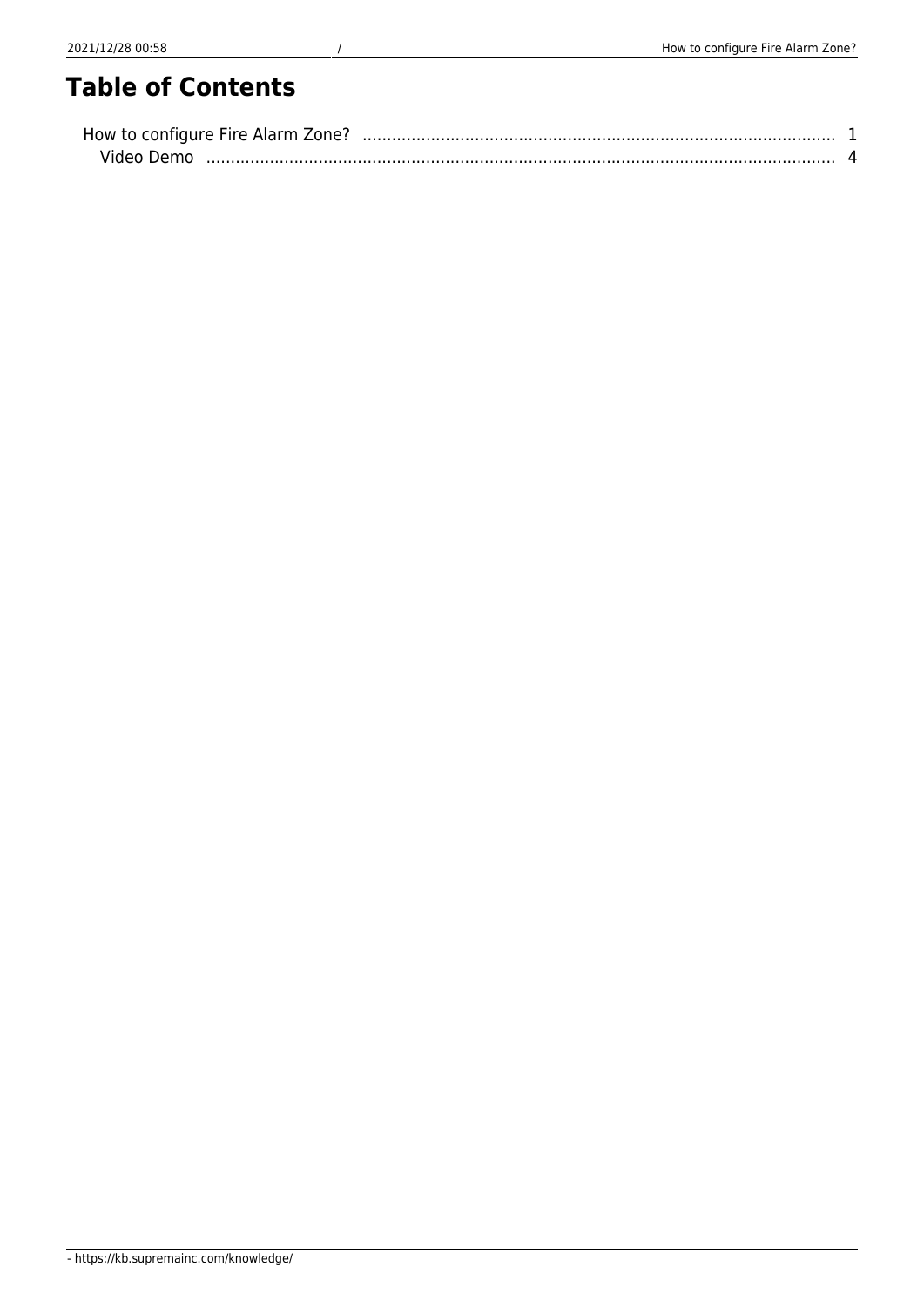# Table of Contents

How to configure Fire Alarm Zone? ..................................................................................................... 1
  Video Demo ........................................................................................................................................ 4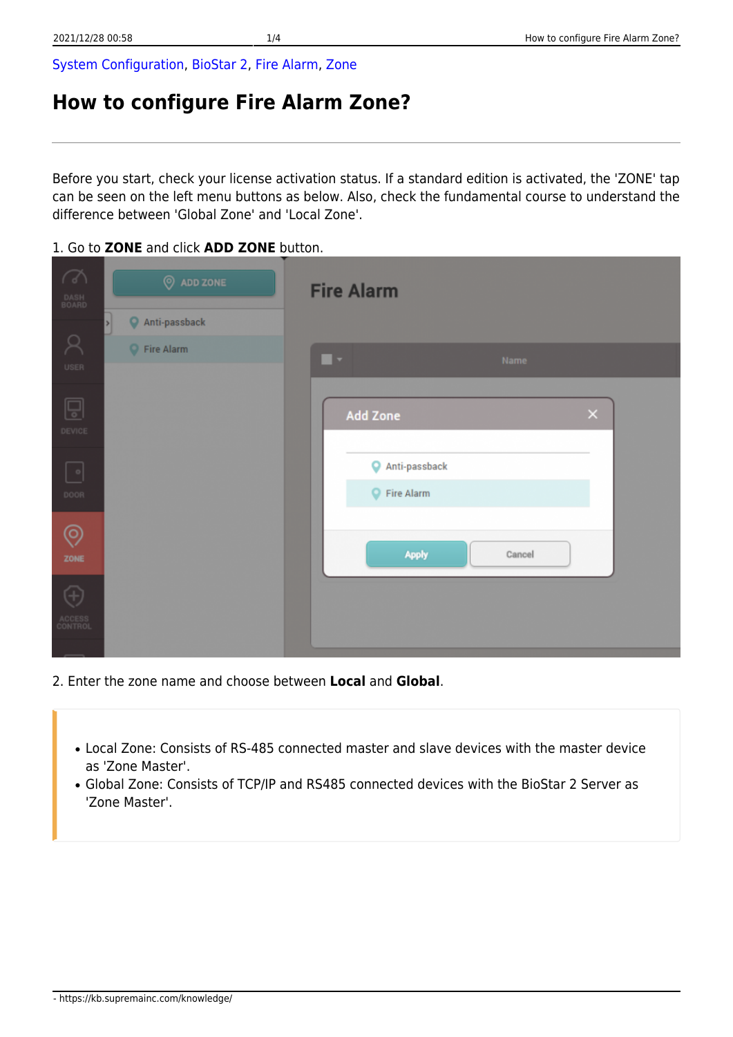System Configuration, BioStar 2, Fire Alarm, Zone

# How to configure Fire Alarm Zone?

Before you start, check your license activation status. If a standard edition is activated, the 'ZONE' tap can be seen on the left menu buttons as below. Also, check the fundamental course to understand the difference between 'Global Zone' and 'Local Zone'.

1. Go to **ZONE** and click **ADD ZONE** button.

2. Enter the zone name and choose between **Local** and **Global**.

- Local Zone: Consists of RS-485 connected master and slave devices with the master device as 'Zone Master'.
- Global Zone: Consists of TCP/IP and RS485 connected devices with the BioStar 2 Server as 'Zone Master'.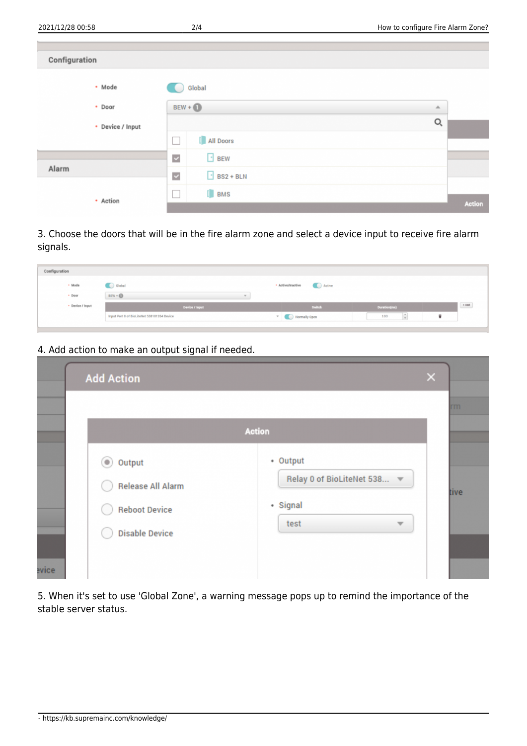3. Choose the doors that will be in the fire alarm zone and select a device input to receive fire alarm signals.

4. Add action to make an output signal if needed.

5. When it's set to use 'Global Zone', a warning message pops up to remind the importance of the stable server status.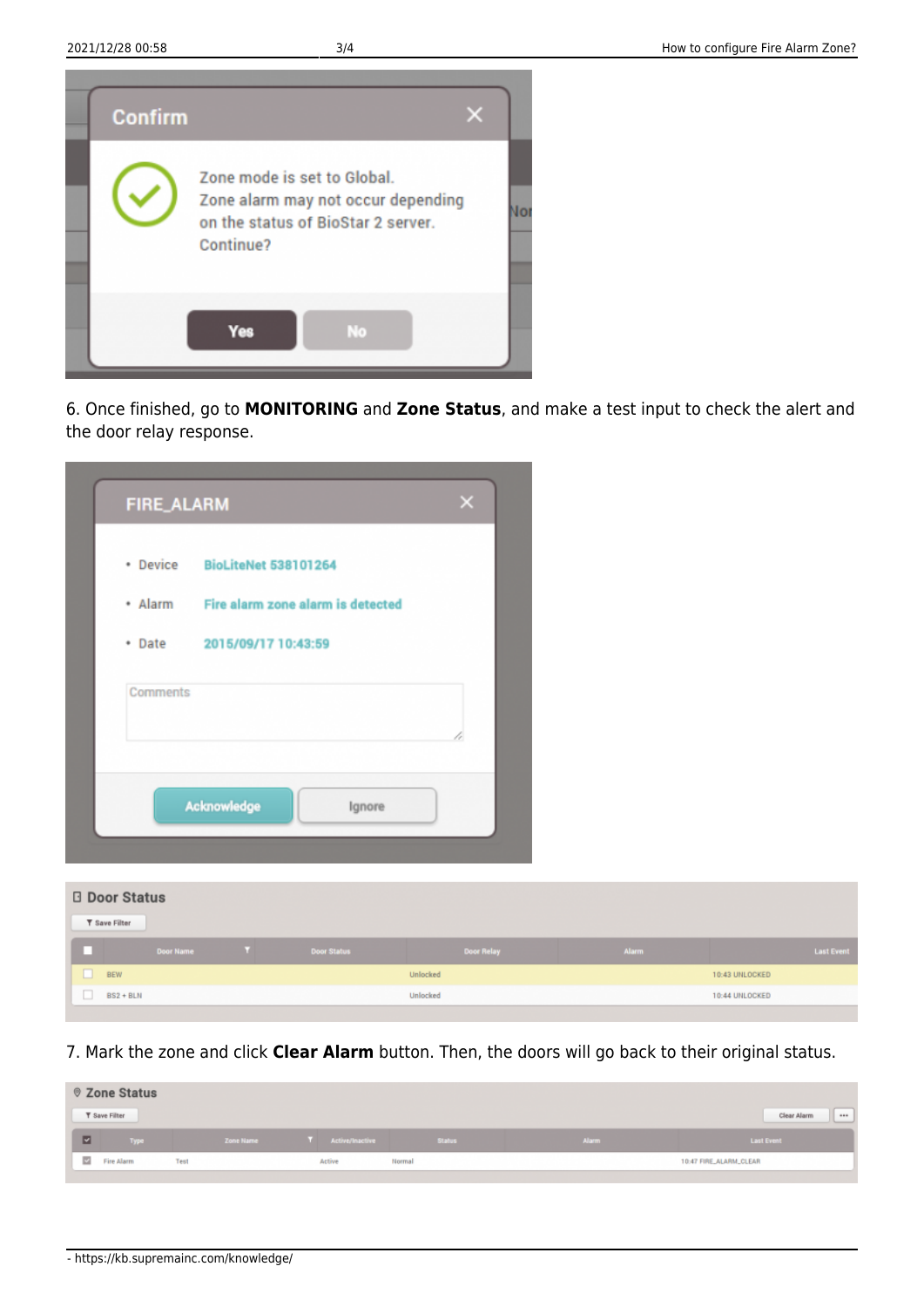6. Once finished, go to **MONITORING** and **Zone Status**, and make a test input to check the alert and the door relay response.

7. Mark the zone and click **Clear Alarm** button. Then, the doors will go back to their original status.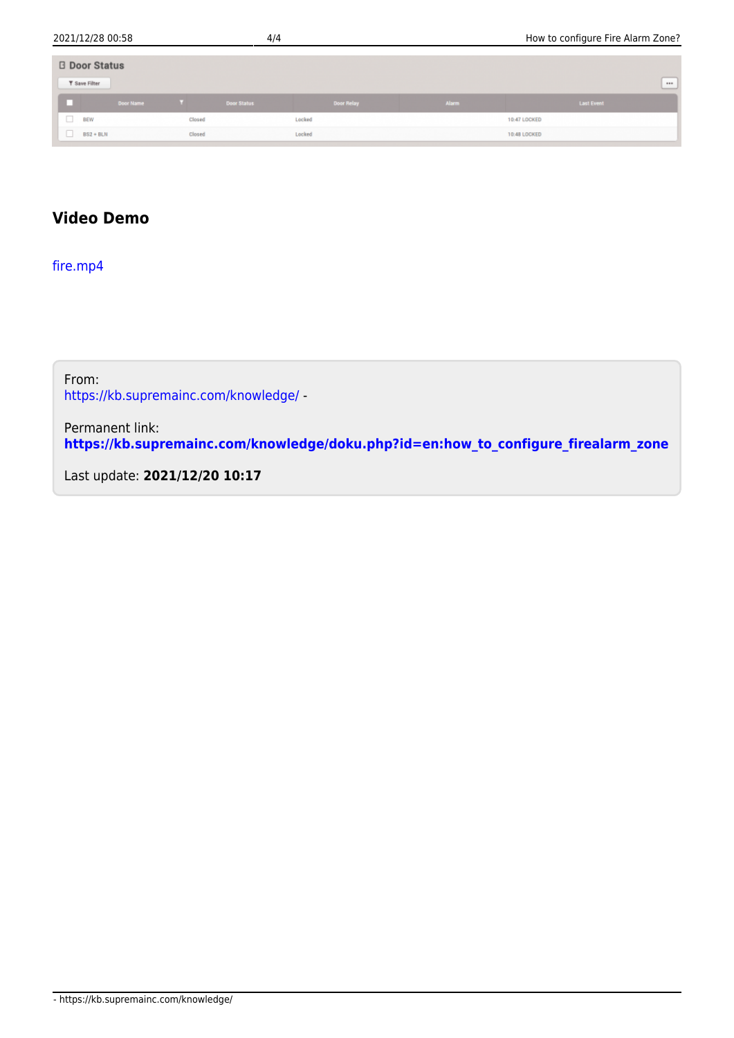**Door Status**

Save Filter

| | Door Name | Door Status | Door Relay | Alarm | Last Event |
|---|---|---|---|---|---|
| | BEW | Closed | Locked | | 10:47 LOCKED |
| | BS2 + BLN | Closed | Locked | | 10:48 LOCKED |

## Video Demo

fire.mp4

From:
https://kb.supremainc.com/knowledge/ -

Permanent link:
**https://kb.supremainc.com/knowledge/doku.php?id=en:how_to_configure_firealarm_zone**

Last update: **2021/12/20 10:17**